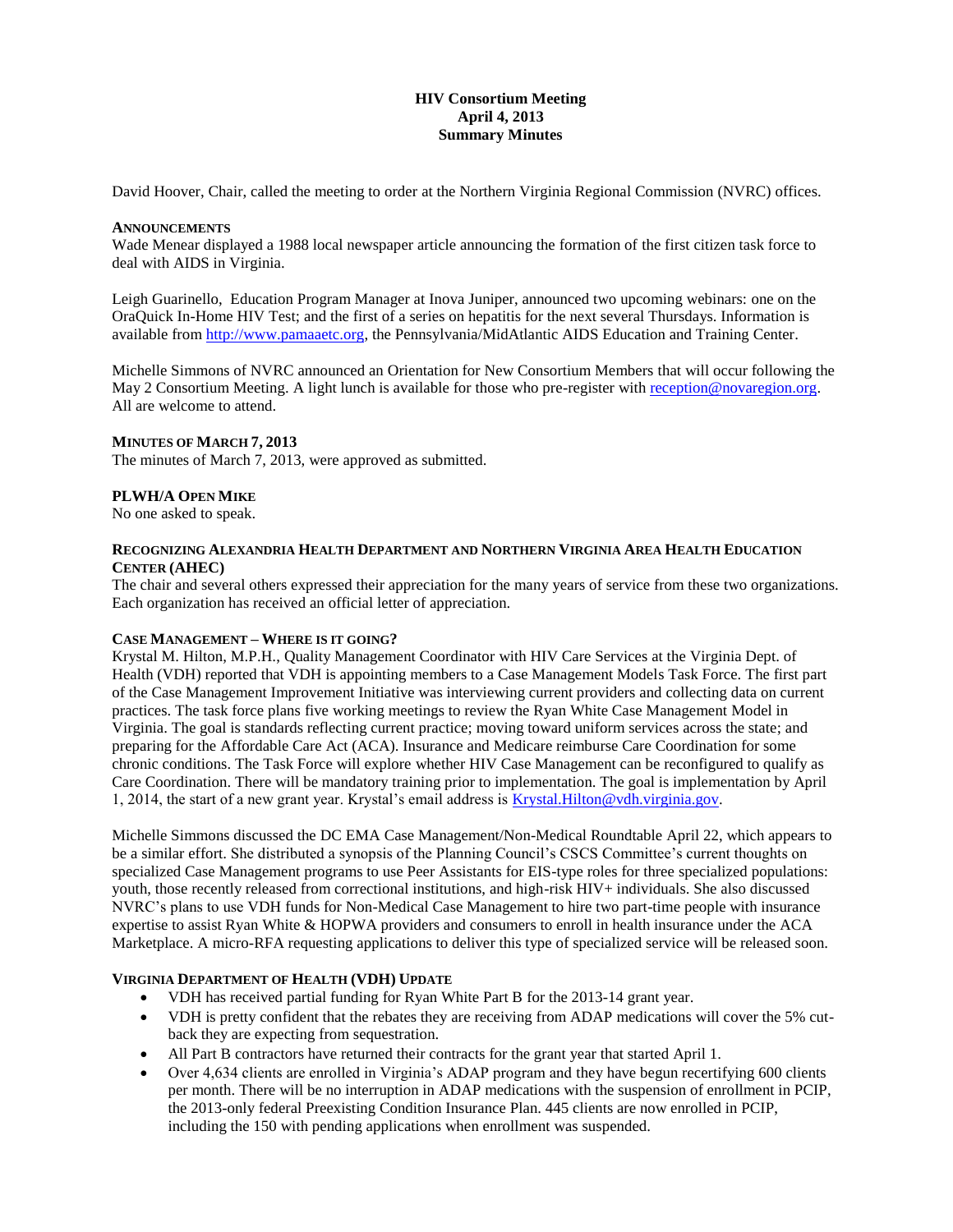# HIV Consortium Meeting
## April 4, 2013
## Summary Minutes

David Hoover, Chair, called the meeting to order at the Northern Virginia Regional Commission (NVRC) offices.

### ANNOUNCEMENTS

Wade Menear displayed a 1988 local newspaper article announcing the formation of the first citizen task force to deal with AIDS in Virginia.

Leigh Guarinello, Education Program Manager at Inova Juniper, announced two upcoming webinars: one on the OraQuick In-Home HIV Test; and the first of a series on hepatitis for the next several Thursdays. Information is available from http://www.pamaaetc.org, the Pennsylvania/MidAtlantic AIDS Education and Training Center.

Michelle Simmons of NVRC announced an Orientation for New Consortium Members that will occur following the May 2 Consortium Meeting. A light lunch is available for those who pre-register with reception@novaregion.org. All are welcome to attend.

### MINUTES OF MARCH 7, 2013

The minutes of March 7, 2013, were approved as submitted.

### PLWH/A OPEN MIKE

No one asked to speak.

### RECOGNIZING ALEXANDRIA HEALTH DEPARTMENT AND NORTHERN VIRGINIA AREA HEALTH EDUCATION CENTER (AHEC)

The chair and several others expressed their appreciation for the many years of service from these two organizations. Each organization has received an official letter of appreciation.

### CASE MANAGEMENT – WHERE IS IT GOING?

Krystal M. Hilton, M.P.H., Quality Management Coordinator with HIV Care Services at the Virginia Dept. of Health (VDH) reported that VDH is appointing members to a Case Management Models Task Force. The first part of the Case Management Improvement Initiative was interviewing current providers and collecting data on current practices. The task force plans five working meetings to review the Ryan White Case Management Model in Virginia. The goal is standards reflecting current practice; moving toward uniform services across the state; and preparing for the Affordable Care Act (ACA). Insurance and Medicare reimburse Care Coordination for some chronic conditions. The Task Force will explore whether HIV Case Management can be reconfigured to qualify as Care Coordination. There will be mandatory training prior to implementation. The goal is implementation by April 1, 2014, the start of a new grant year. Krystal's email address is Krystal.Hilton@vdh.virginia.gov.

Michelle Simmons discussed the DC EMA Case Management/Non-Medical Roundtable April 22, which appears to be a similar effort. She distributed a synopsis of the Planning Council's CSCS Committee's current thoughts on specialized Case Management programs to use Peer Assistants for EIS-type roles for three specialized populations: youth, those recently released from correctional institutions, and high-risk HIV+ individuals. She also discussed NVRC's plans to use VDH funds for Non-Medical Case Management to hire two part-time people with insurance expertise to assist Ryan White & HOPWA providers and consumers to enroll in health insurance under the ACA Marketplace. A micro-RFA requesting applications to deliver this type of specialized service will be released soon.

### VIRGINIA DEPARTMENT OF HEALTH (VDH) UPDATE

- VDH has received partial funding for Ryan White Part B for the 2013-14 grant year.
- VDH is pretty confident that the rebates they are receiving from ADAP medications will cover the 5% cut-back they are expecting from sequestration.
- All Part B contractors have returned their contracts for the grant year that started April 1.
- Over 4,634 clients are enrolled in Virginia's ADAP program and they have begun recertifying 600 clients per month. There will be no interruption in ADAP medications with the suspension of enrollment in PCIP, the 2013-only federal Preexisting Condition Insurance Plan. 445 clients are now enrolled in PCIP, including the 150 with pending applications when enrollment was suspended.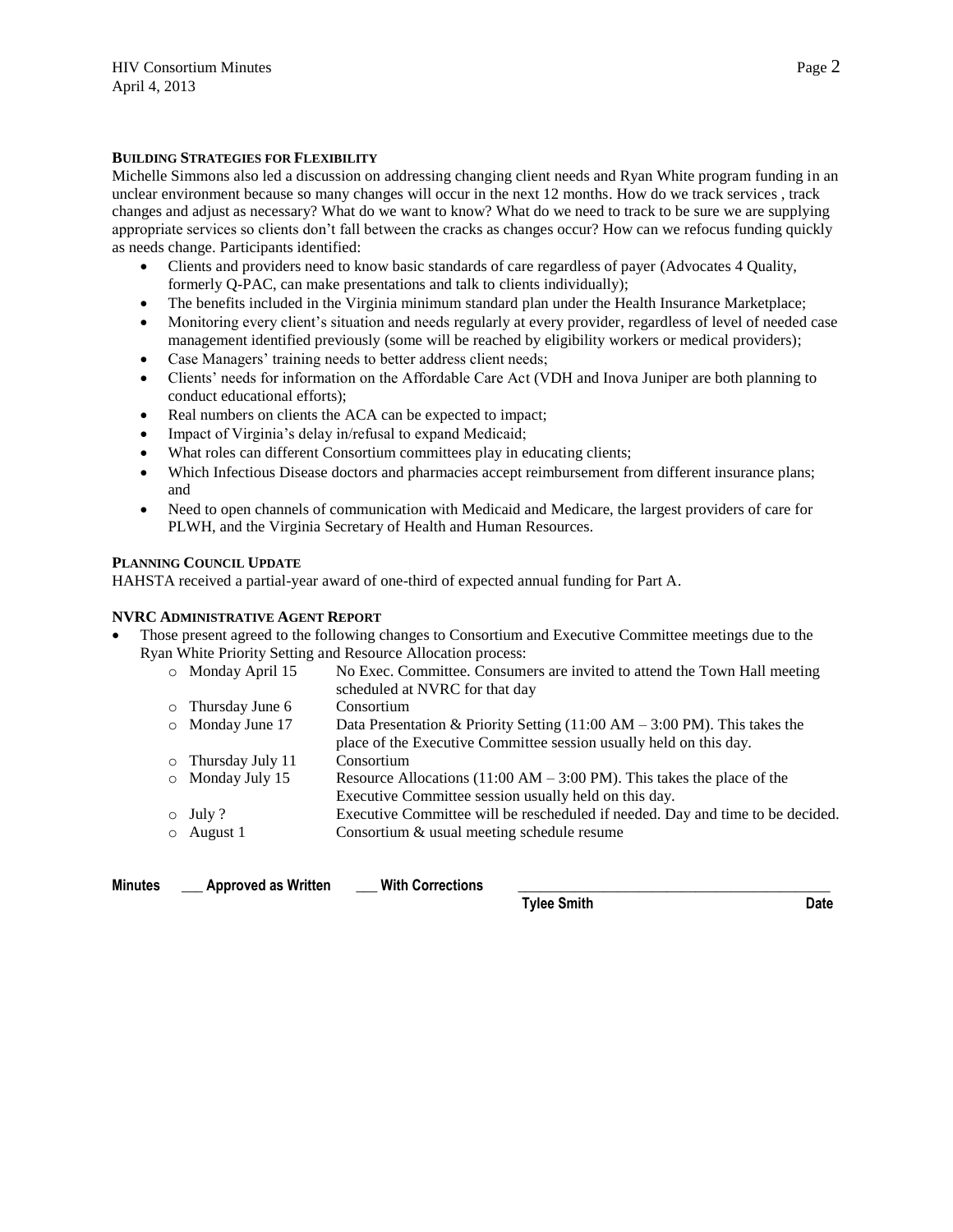### Building Strategies for Flexibility

Michelle Simmons also led a discussion on addressing changing client needs and Ryan White program funding in an unclear environment because so many changes will occur in the next 12 months. How do we track services , track changes and adjust as necessary? What do we want to know? What do we need to track to be sure we are supplying appropriate services so clients don't fall between the cracks as changes occur? How can we refocus funding quickly as needs change. Participants identified:

- Clients and providers need to know basic standards of care regardless of payer (Advocates 4 Quality, formerly Q-PAC, can make presentations and talk to clients individually);
- The benefits included in the Virginia minimum standard plan under the Health Insurance Marketplace;
- Monitoring every client's situation and needs regularly at every provider, regardless of level of needed case management identified previously (some will be reached by eligibility workers or medical providers);
- Case Managers' training needs to better address client needs;
- Clients' needs for information on the Affordable Care Act (VDH and Inova Juniper are both planning to conduct educational efforts);
- Real numbers on clients the ACA can be expected to impact;
- Impact of Virginia's delay in/refusal to expand Medicaid;
- What roles can different Consortium committees play in educating clients;
- Which Infectious Disease doctors and pharmacies accept reimbursement from different insurance plans; and
- Need to open channels of communication with Medicaid and Medicare, the largest providers of care for PLWH, and the Virginia Secretary of Health and Human Resources.

### Planning Council Update

HAHSTA received a partial-year award of one-third of expected annual funding for Part A.

### NVRC Administrative Agent Report

- Those present agreed to the following changes to Consortium and Executive Committee meetings due to the Ryan White Priority Setting and Resource Allocation process:
  - Monday April 15 — No Exec. Committee. Consumers are invited to attend the Town Hall meeting scheduled at NVRC for that day
  - Thursday June 6 — Consortium
  - Monday June 17 — Data Presentation & Priority Setting (11:00 AM – 3:00 PM). This takes the place of the Executive Committee session usually held on this day.
  - Thursday July 11 — Consortium
  - Monday July 15 — Resource Allocations (11:00 AM – 3:00 PM). This takes the place of the Executive Committee session usually held on this day.
  - July ? — Executive Committee will be rescheduled if needed. Day and time to be decided.
  - August 1 — Consortium & usual meeting schedule resume

**Minutes** ___ **Approved as Written** ___ **With Corrections** ________________________________________

**Tylee Smith** **Date**